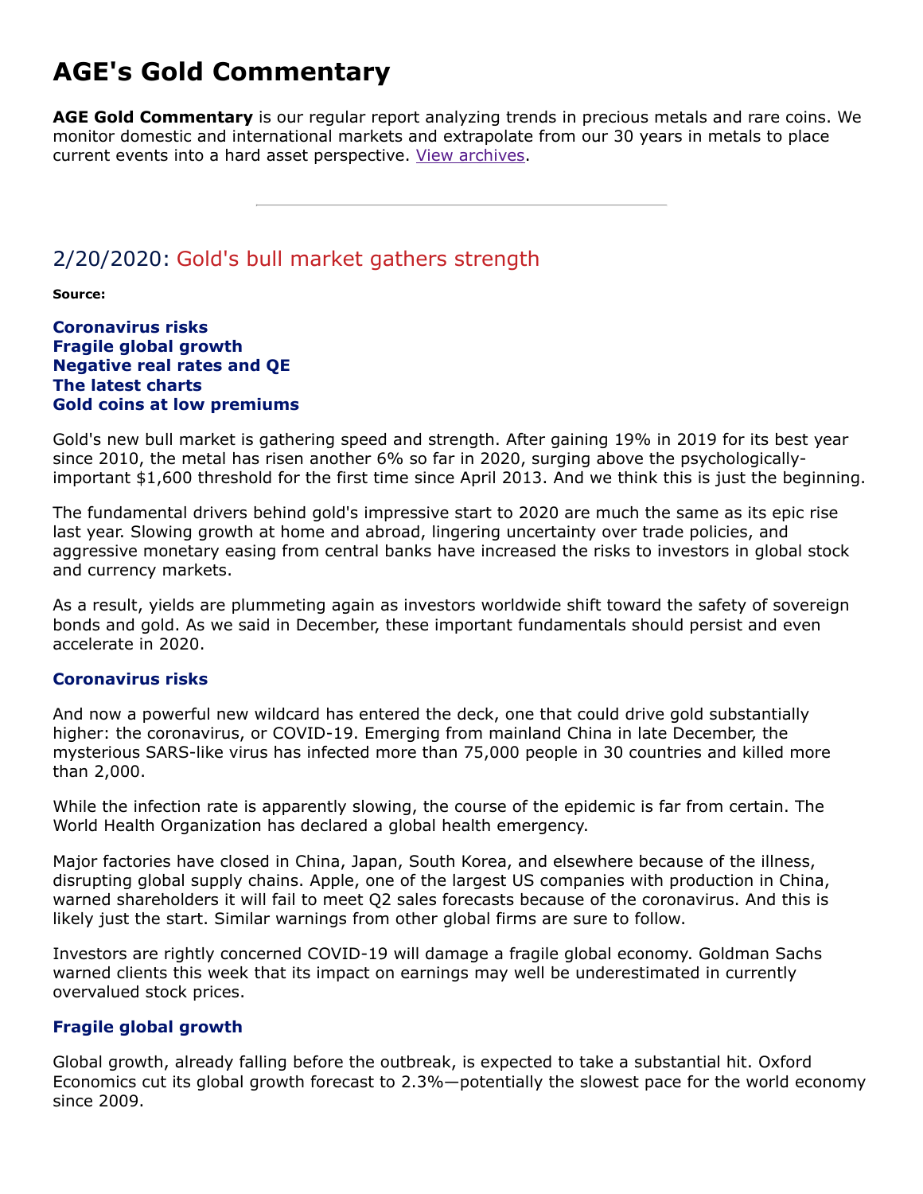# AGE's Gold Commentary

**AGE Gold Commentary** is our regular report analyzing trends in precious metals and rare coins. We monitor domestic and international markets and extrapolate from our 30 years in metals to place current events into a hard asset perspective. View archives.

---

## 2/20/2020: Gold's bull market gathers strength

**Source:**

**Coronavirus risks**
**Fragile global growth**
**Negative real rates and QE**
**The latest charts**
**Gold coins at low premiums**

Gold's new bull market is gathering speed and strength. After gaining 19% in 2019 for its best year since 2010, the metal has risen another 6% so far in 2020, surging above the psychologically-important $1,600 threshold for the first time since April 2013. And we think this is just the beginning.

The fundamental drivers behind gold's impressive start to 2020 are much the same as its epic rise last year. Slowing growth at home and abroad, lingering uncertainty over trade policies, and aggressive monetary easing from central banks have increased the risks to investors in global stock and currency markets.

As a result, yields are plummeting again as investors worldwide shift toward the safety of sovereign bonds and gold. As we said in December, these important fundamentals should persist and even accelerate in 2020.

### Coronavirus risks

And now a powerful new wildcard has entered the deck, one that could drive gold substantially higher: the coronavirus, or COVID-19. Emerging from mainland China in late December, the mysterious SARS-like virus has infected more than 75,000 people in 30 countries and killed more than 2,000.

While the infection rate is apparently slowing, the course of the epidemic is far from certain. The World Health Organization has declared a global health emergency.

Major factories have closed in China, Japan, South Korea, and elsewhere because of the illness, disrupting global supply chains. Apple, one of the largest US companies with production in China, warned shareholders it will fail to meet Q2 sales forecasts because of the coronavirus. And this is likely just the start. Similar warnings from other global firms are sure to follow.

Investors are rightly concerned COVID-19 will damage a fragile global economy. Goldman Sachs warned clients this week that its impact on earnings may well be underestimated in currently overvalued stock prices.

### Fragile global growth

Global growth, already falling before the outbreak, is expected to take a substantial hit. Oxford Economics cut its global growth forecast to 2.3%—potentially the slowest pace for the world economy since 2009.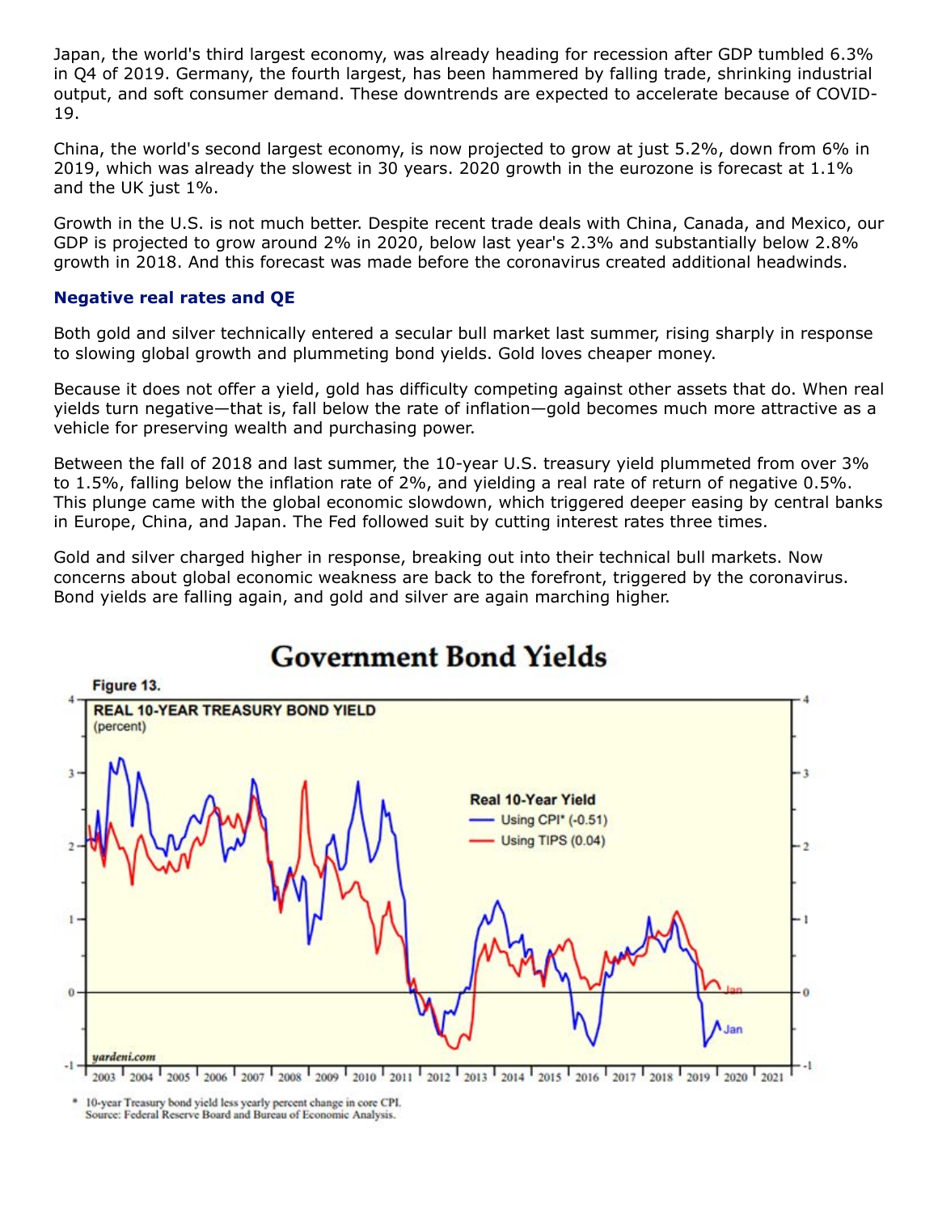Japan, the world's third largest economy, was already heading for recession after GDP tumbled 6.3% in Q4 of 2019. Germany, the fourth largest, has been hammered by falling trade, shrinking industrial output, and soft consumer demand. These downtrends are expected to accelerate because of COVID-19.

China, the world's second largest economy, is now projected to grow at just 5.2%, down from 6% in 2019, which was already the slowest in 30 years. 2020 growth in the eurozone is forecast at 1.1% and the UK just 1%.

Growth in the U.S. is not much better. Despite recent trade deals with China, Canada, and Mexico, our GDP is projected to grow around 2% in 2020, below last year's 2.3% and substantially below 2.8% growth in 2018. And this forecast was made before the coronavirus created additional headwinds.

### Negative real rates and QE

Both gold and silver technically entered a secular bull market last summer, rising sharply in response to slowing global growth and plummeting bond yields. Gold loves cheaper money.

Because it does not offer a yield, gold has difficulty competing against other assets that do. When real yields turn negative—that is, fall below the rate of inflation—gold becomes much more attractive as a vehicle for preserving wealth and purchasing power.

Between the fall of 2018 and last summer, the 10-year U.S. treasury yield plummeted from over 3% to 1.5%, falling below the inflation rate of 2%, and yielding a real rate of return of negative 0.5%. This plunge came with the global economic slowdown, which triggered deeper easing by central banks in Europe, China, and Japan. The Fed followed suit by cutting interest rates three times.

Gold and silver charged higher in response, breaking out into their technical bull markets. Now concerns about global economic weakness are back to the forefront, triggered by the coronavirus. Bond yields are falling again, and gold and silver are again marching higher.

**Government Bond Yields**

Figure 13. REAL 10-YEAR TREASURY BOND YIELD (percent)

Real 10-Year Yield: Using CPI* (-0.51); Using TIPS (0.04)

\* 10-year Treasury bond yield less yearly percent change in core CPI.
Source: Federal Reserve Board and Bureau of Economic Analysis.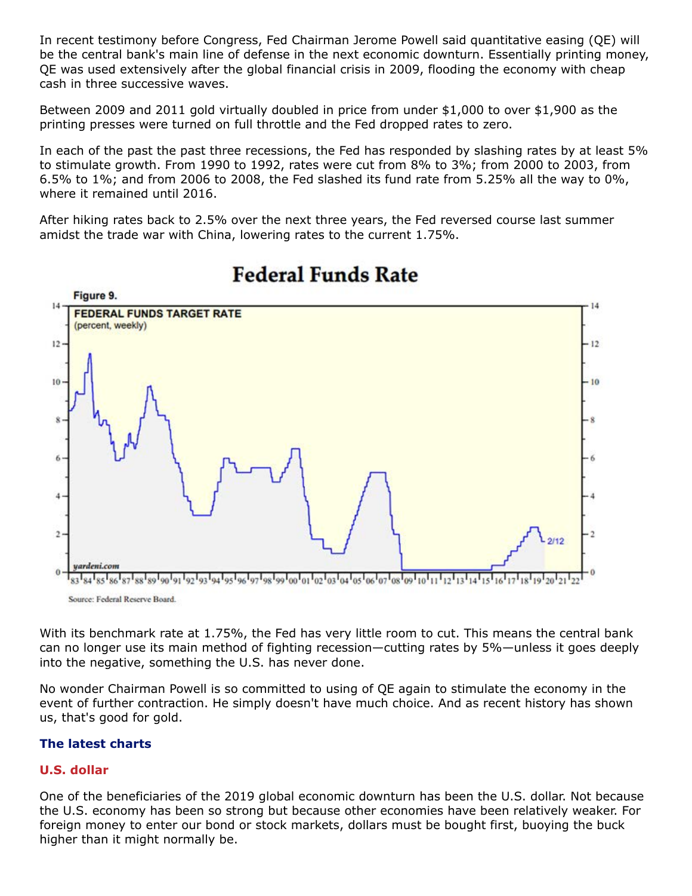In recent testimony before Congress, Fed Chairman Jerome Powell said quantitative easing (QE) will be the central bank's main line of defense in the next economic downturn. Essentially printing money, QE was used extensively after the global financial crisis in 2009, flooding the economy with cheap cash in three successive waves.

Between 2009 and 2011 gold virtually doubled in price from under $1,000 to over $1,900 as the printing presses were turned on full throttle and the Fed dropped rates to zero.

In each of the past the past three recessions, the Fed has responded by slashing rates by at least 5% to stimulate growth. From 1990 to 1992, rates were cut from 8% to 3%; from 2000 to 2003, from 6.5% to 1%; and from 2006 to 2008, the Fed slashed its fund rate from 5.25% all the way to 0%, where it remained until 2016.

After hiking rates back to 2.5% over the next three years, the Fed reversed course last summer amidst the trade war with China, lowering rates to the current 1.75%.

**Federal Funds Rate**

Figure 9.

Source: Federal Reserve Board.

With its benchmark rate at 1.75%, the Fed has very little room to cut. This means the central bank can no longer use its main method of fighting recession—cutting rates by 5%—unless it goes deeply into the negative, something the U.S. has never done.

No wonder Chairman Powell is so committed to using of QE again to stimulate the economy in the event of further contraction. He simply doesn't have much choice. And as recent history has shown us, that's good for gold.

### The latest charts

### U.S. dollar

One of the beneficiaries of the 2019 global economic downturn has been the U.S. dollar. Not because the U.S. economy has been so strong but because other economies have been relatively weaker. For foreign money to enter our bond or stock markets, dollars must be bought first, buoying the buck higher than it might normally be.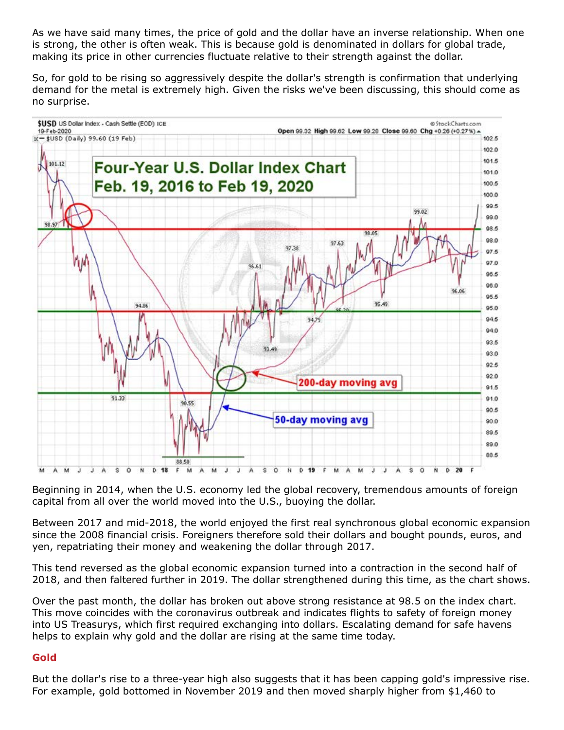As we have said many times, the price of gold and the dollar have an inverse relationship. When one is strong, the other is often weak. This is because gold is denominated in dollars for global trade, making its price in other currencies fluctuate relative to their strength against the dollar.

So, for gold to be rising so aggressively despite the dollar's strength is confirmation that underlying demand for the metal is extremely high. Given the risks we've been discussing, this should come as no surprise.

Beginning in 2014, when the U.S. economy led the global recovery, tremendous amounts of foreign capital from all over the world moved into the U.S., buoying the dollar.

Between 2017 and mid-2018, the world enjoyed the first real synchronous global economic expansion since the 2008 financial crisis. Foreigners therefore sold their dollars and bought pounds, euros, and yen, repatriating their money and weakening the dollar through 2017.

This tend reversed as the global economic expansion turned into a contraction in the second half of 2018, and then faltered further in 2019. The dollar strengthened during this time, as the chart shows.

Over the past month, the dollar has broken out above strong resistance at 98.5 on the index chart. This move coincides with the coronavirus outbreak and indicates flights to safety of foreign money into US Treasurys, which first required exchanging into dollars. Escalating demand for safe havens helps to explain why gold and the dollar are rising at the same time today.

## Gold

But the dollar's rise to a three-year high also suggests that it has been capping gold's impressive rise. For example, gold bottomed in November 2019 and then moved sharply higher from $1,460 to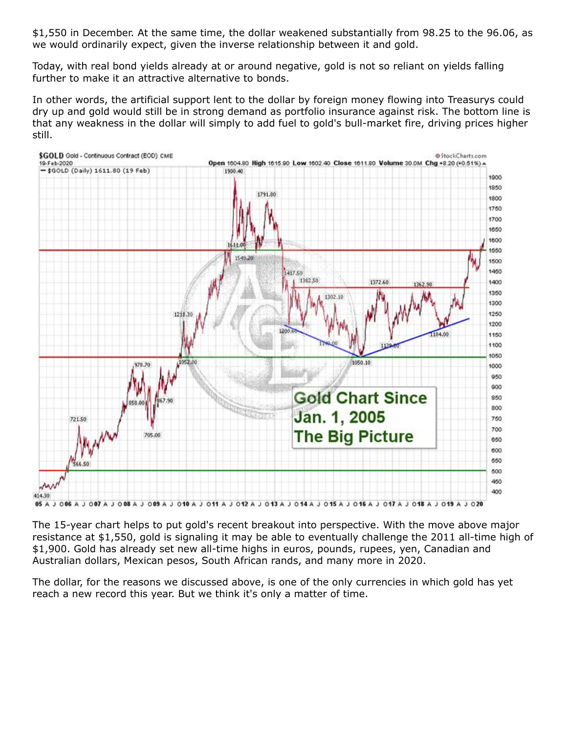$1,550 in December. At the same time, the dollar weakened substantially from 98.25 to the 96.06, as we would ordinarily expect, given the inverse relationship between it and gold.

Today, with real bond yields already at or around negative, gold is not so reliant on yields falling further to make it an attractive alternative to bonds.

In other words, the artificial support lent to the dollar by foreign money flowing into Treasurys could dry up and gold would still be in strong demand as portfolio insurance against risk. The bottom line is that any weakness in the dollar will simply to add fuel to gold's bull-market fire, driving prices higher still.

The 15-year chart helps to put gold's recent breakout into perspective. With the move above major resistance at $1,550, gold is signaling it may be able to eventually challenge the 2011 all-time high of $1,900. Gold has already set new all-time highs in euros, pounds, rupees, yen, Canadian and Australian dollars, Mexican pesos, South African rands, and many more in 2020.

The dollar, for the reasons we discussed above, is one of the only currencies in which gold has yet reach a new record this year. But we think it's only a matter of time.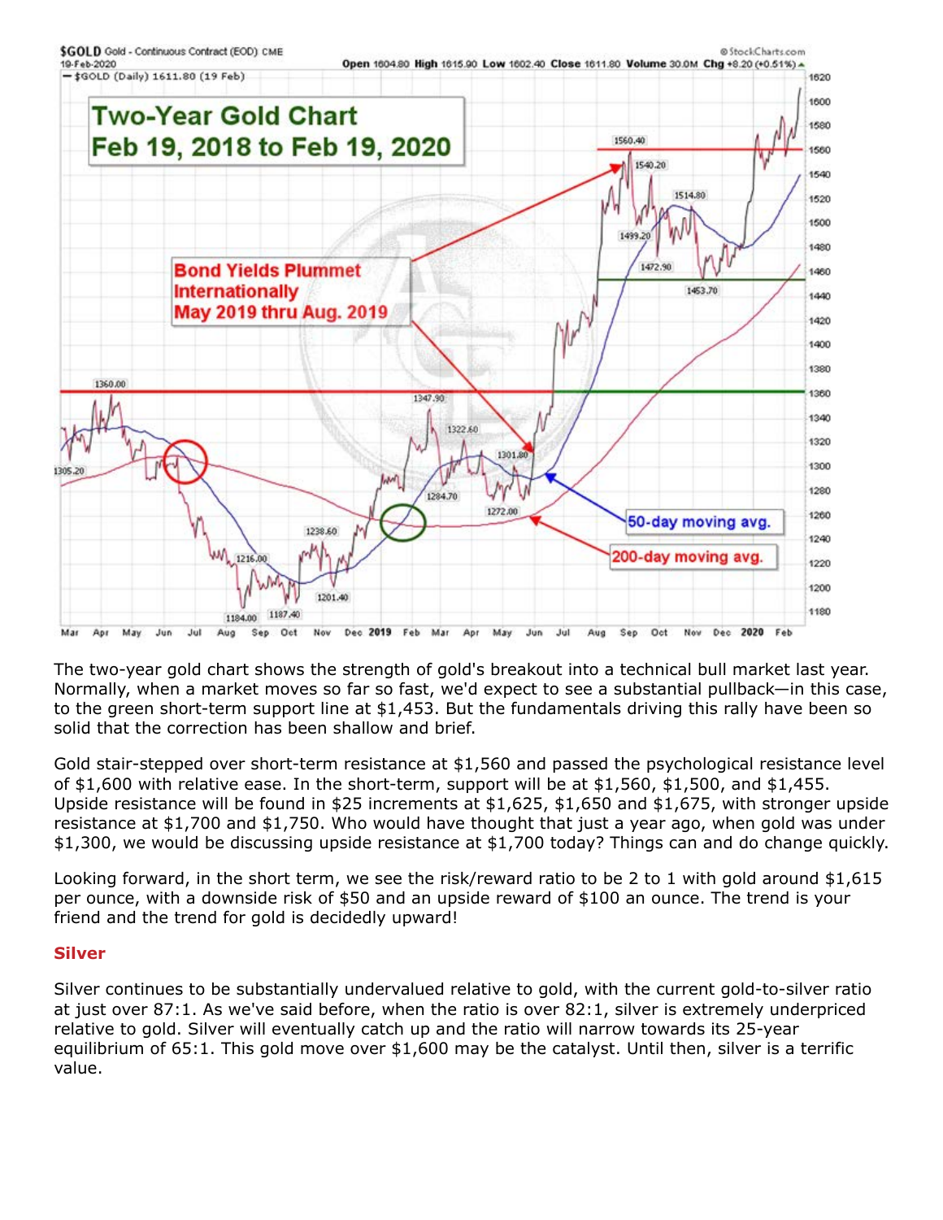The two-year gold chart shows the strength of gold's breakout into a technical bull market last year. Normally, when a market moves so far so fast, we'd expect to see a substantial pullback—in this case, to the green short-term support line at $1,453. But the fundamentals driving this rally have been so solid that the correction has been shallow and brief.

Gold stair-stepped over short-term resistance at $1,560 and passed the psychological resistance level of $1,600 with relative ease. In the short-term, support will be at $1,560, $1,500, and $1,455. Upside resistance will be found in $25 increments at $1,625, $1,650 and $1,675, with stronger upside resistance at $1,700 and $1,750. Who would have thought that just a year ago, when gold was under $1,300, we would be discussing upside resistance at $1,700 today? Things can and do change quickly.

Looking forward, in the short term, we see the risk/reward ratio to be 2 to 1 with gold around $1,615 per ounce, with a downside risk of $50 and an upside reward of $100 an ounce. The trend is your friend and the trend for gold is decidedly upward!

## Silver

Silver continues to be substantially undervalued relative to gold, with the current gold-to-silver ratio at just over 87:1. As we've said before, when the ratio is over 82:1, silver is extremely underpriced relative to gold. Silver will eventually catch up and the ratio will narrow towards its 25-year equilibrium of 65:1. This gold move over $1,600 may be the catalyst. Until then, silver is a terrific value.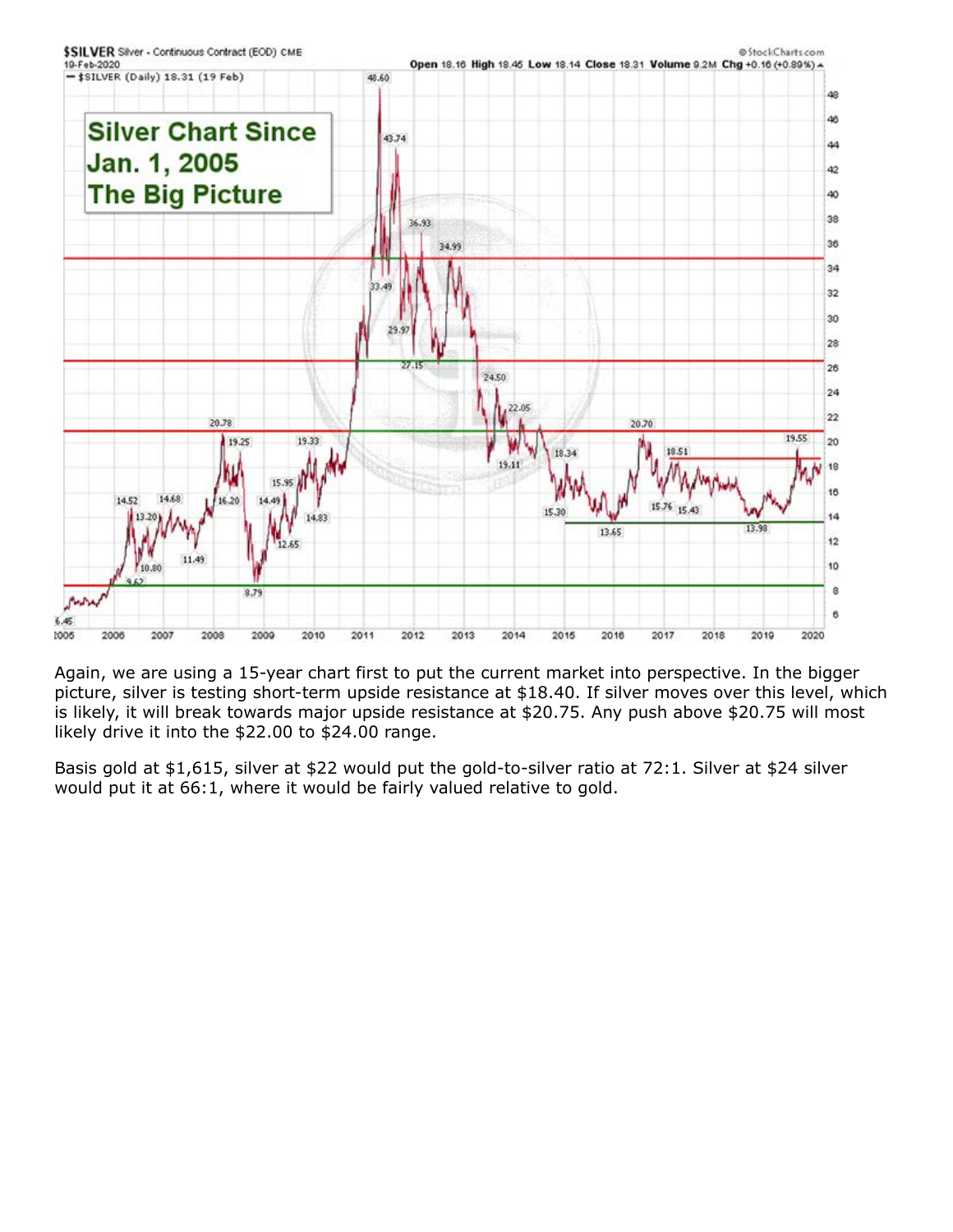Again, we are using a 15-year chart first to put the current market into perspective. In the bigger picture, silver is testing short-term upside resistance at $18.40. If silver moves over this level, which is likely, it will break towards major upside resistance at $20.75. Any push above $20.75 will most likely drive it into the $22.00 to $24.00 range.

Basis gold at $1,615, silver at $22 would put the gold-to-silver ratio at 72:1. Silver at $24 silver would put it at 66:1, where it would be fairly valued relative to gold.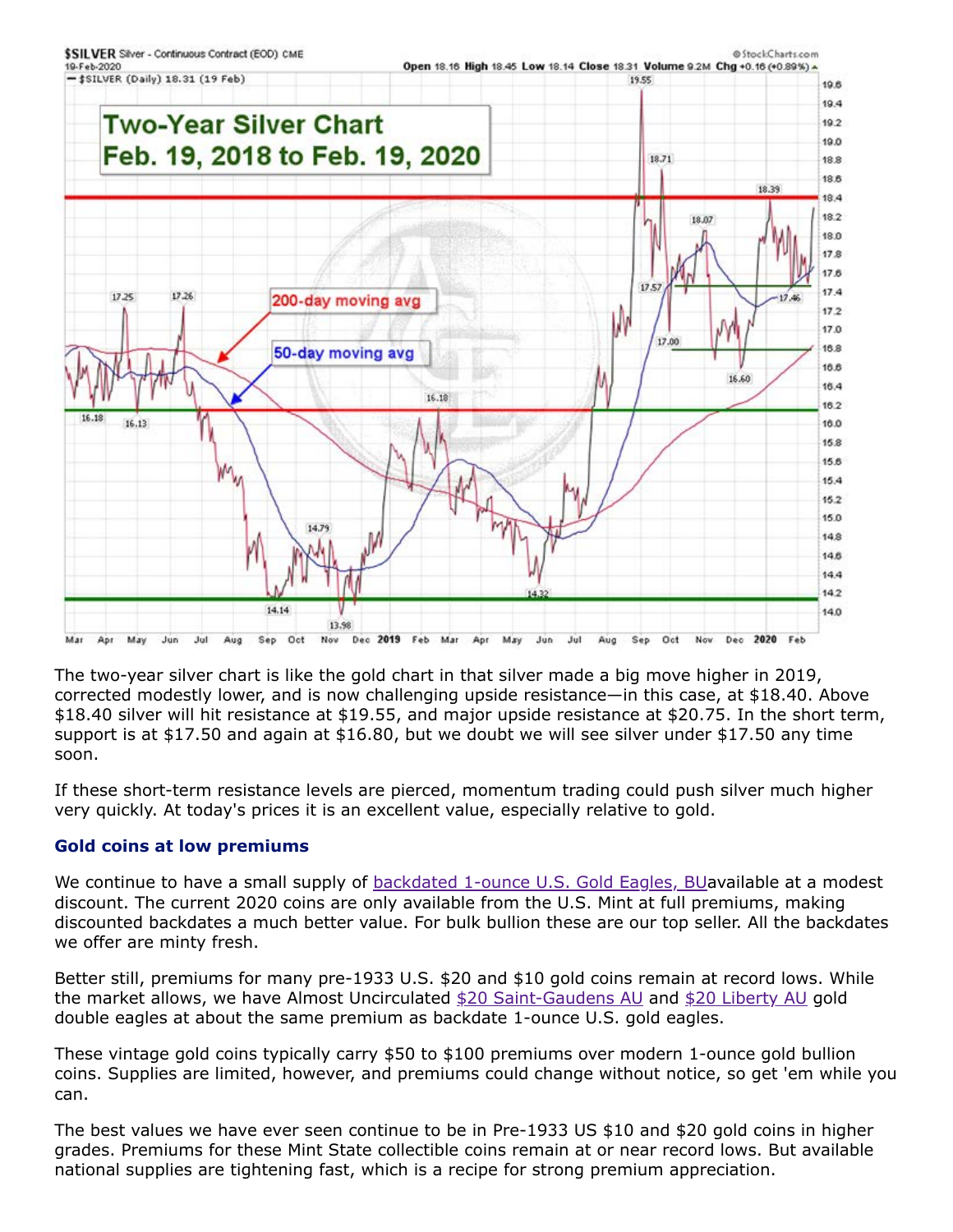The two-year silver chart is like the gold chart in that silver made a big move higher in 2019, corrected modestly lower, and is now challenging upside resistance—in this case, at $18.40. Above $18.40 silver will hit resistance at $19.55, and major upside resistance at $20.75. In the short term, support is at $17.50 and again at $16.80, but we doubt we will see silver under $17.50 any time soon.

If these short-term resistance levels are pierced, momentum trading could push silver much higher very quickly. At today's prices it is an excellent value, especially relative to gold.

### Gold coins at low premiums

We continue to have a small supply of backdated 1-ounce U.S. Gold Eagles, BUavailable at a modest discount. The current 2020 coins are only available from the U.S. Mint at full premiums, making discounted backdates a much better value. For bulk bullion these are our top seller. All the backdates we offer are minty fresh.

Better still, premiums for many pre-1933 U.S. $20 and $10 gold coins remain at record lows. While the market allows, we have Almost Uncirculated $20 Saint-Gaudens AU and $20 Liberty AU gold double eagles at about the same premium as backdate 1-ounce U.S. gold eagles.

These vintage gold coins typically carry $50 to $100 premiums over modern 1-ounce gold bullion coins. Supplies are limited, however, and premiums could change without notice, so get 'em while you can.

The best values we have ever seen continue to be in Pre-1933 US $10 and $20 gold coins in higher grades. Premiums for these Mint State collectible coins remain at or near record lows. But available national supplies are tightening fast, which is a recipe for strong premium appreciation.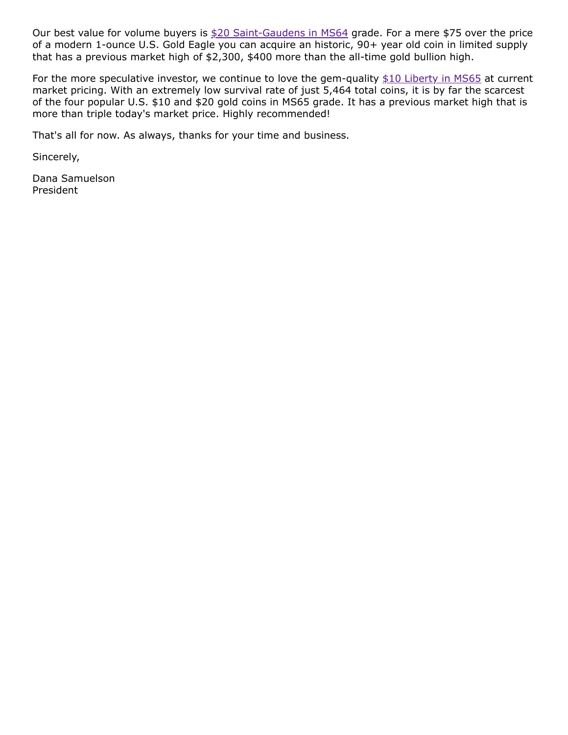Our best value for volume buyers is [$20 Saint-Gaudens in MS64] grade. For a mere $75 over the price of a modern 1-ounce U.S. Gold Eagle you can acquire an historic, 90+ year old coin in limited supply that has a previous market high of $2,300, $400 more than the all-time gold bullion high.

For the more speculative investor, we continue to love the gem-quality [$10 Liberty in MS65] at current market pricing. With an extremely low survival rate of just 5,464 total coins, it is by far the scarcest of the four popular U.S. $10 and $20 gold coins in MS65 grade. It has a previous market high that is more than triple today's market price. Highly recommended!

That's all for now. As always, thanks for your time and business.

Sincerely,

Dana Samuelson
President